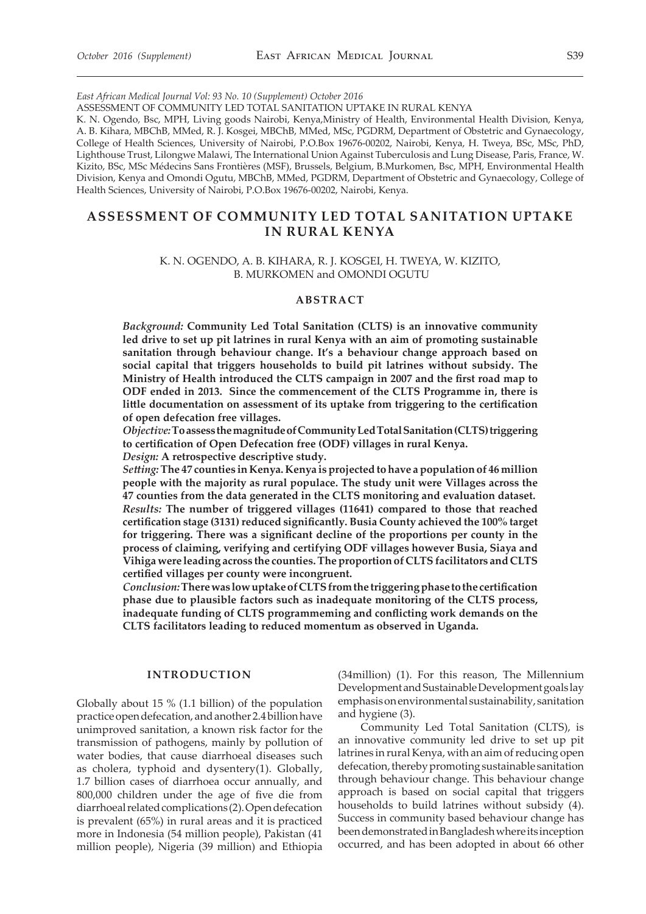East African Medical Journal Vol: 93 No. 10 (Supplement) October 2016

ASSESSMENT OF COMMUNITY LED TOTAL SANITATION UPTAKE IN RURAL KENYA

K. N. Ogendo, Bsc, MPH, Living goods Nairobi, Kenya,Ministry of Health, Environmental Health Division, Kenya, A. B. Kihara, MBChB, MMed, R. J. Kosgei, MBChB, MMed, MSc, PGDRM, Department of Obstetric and Gynaecology, College of Health Sciences, University of Nairobi, P.O.Box 19676-00202, Nairobi, Kenya, H. Tweya, BSc, MSc, PhD, Lighthouse Trust, Lilongwe Malawi, The International Union Against Tuberculosis and Lung Disease, Paris, France, W. Kizito, BSc, MSc Médecins Sans Frontières (MSF), Brussels, Belgium, B.Murkomen, Bsc, MPH, Environmental Health Division, Kenya and Omondi Ogutu, MBChB, MMed, PGDRM, Department of Obstetric and Gynaecology, College of Health Sciences, University of Nairobi, P.O.Box 19676-00202, Nairobi, Kenya.

# ASSESSMENT OF COMMUNITY LED TOTAL SANITATION UPTAKE IN RURAL KENYA

K. N. OGENDO, A. B. KIHARA, R. J. KOSGEI, H. TWEYA, W. KIZITO, B. MURKOMEN and OMONDI OGUTU

## ABSTRACT

*Background:* **Community Led Total Sanitation (CLTS) is an innovative community led drive to set up pit latrines in rural Kenya with an aim of promoting sustainable sanitation through behaviour change. It's a behaviour change approach based on social capital that triggers households to build pit latrines without subsidy. The Ministry of Health introduced the CLTS campaign in 2007 and the first road map to ODF ended in 2013. Since the commencement of the CLTS Programme in, there is little documentation on assessment of its uptake from triggering to the certification of open defecation free villages.**

*Objective:* **To assess the magnitude of Community Led Total Sanitation (CLTS) triggering to certification of Open Defecation free (ODF) villages in rural Kenya.**

*Design:* **A retrospective descriptive study.**

*Setting:* **The 47 counties in Kenya. Kenya is projected to have a population of 46 million people with the majority as rural populace. The study unit were Villages across the 47 counties from the data generated in the CLTS monitoring and evaluation dataset.**

*Results:* **The number of triggered villages (11641) compared to those that reached certification stage (3131) reduced significantly. Busia County achieved the 100% target for triggering. There was a significant decline of the proportions per county in the process of claiming, verifying and certifying ODF villages however Busia, Siaya and Vihiga were leading across the counties. The proportion of CLTS facilitators and CLTS certified villages per county were incongruent.**

*Conclusion:* **There was low uptake of CLTS from the triggering phase to the certification phase due to plausible factors such as inadequate monitoring of the CLTS process, inadequate funding of CLTS programmeming and conflicting work demands on the CLTS facilitators leading to reduced momentum as observed in Uganda.**

## INTRODUCTION

Globally about 15 % (1.1 billion) of the population practice open defecation, and another 2.4 billion have unimproved sanitation, a known risk factor for the transmission of pathogens, mainly by pollution of water bodies, that cause diarrhoeal diseases such as cholera, typhoid and dysentery(1). Globally, 1.7 billion cases of diarrhoea occur annually, and 800,000 children under the age of five die from diarrhoeal related complications (2). Open defecation is prevalent (65%) in rural areas and it is practiced more in Indonesia (54 million people), Pakistan (41 million people), Nigeria (39 million) and Ethiopia (34million) (1). For this reason, The Millennium Development and Sustainable Development goals lay emphasis on environmental sustainability, sanitation and hygiene (3).

Community Led Total Sanitation (CLTS), is an innovative community led drive to set up pit latrines in rural Kenya, with an aim of reducing open defecation, thereby promoting sustainable sanitation through behaviour change. This behaviour change approach is based on social capital that triggers households to build latrines without subsidy (4). Success in community based behaviour change has been demonstrated in Bangladesh where its inception occurred, and has been adopted in about 66 other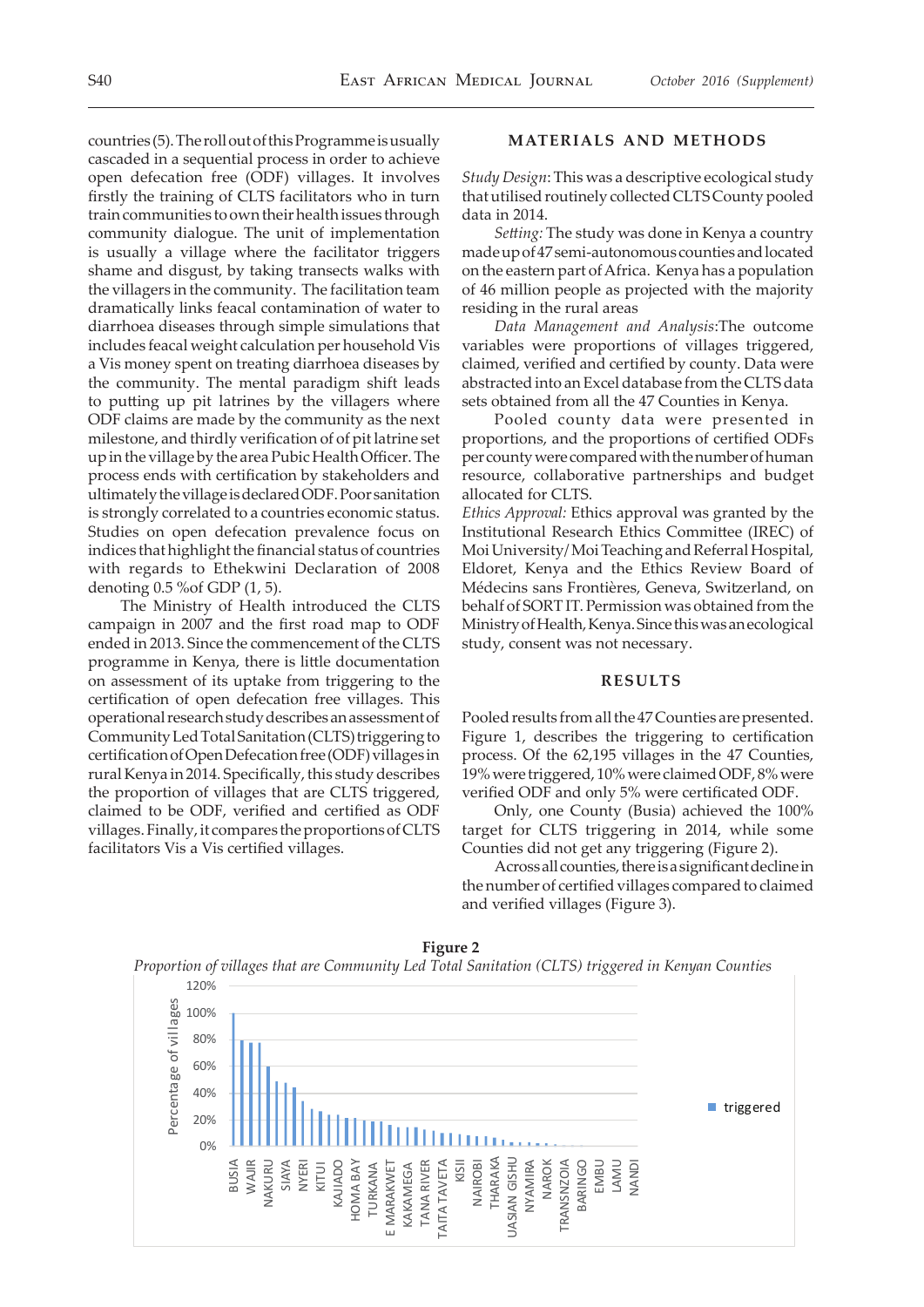countries (5). The roll out of this Programme is usually cascaded in a sequential process in order to achieve open defecation free (ODF) villages. It involves firstly the training of CLTS facilitators who in turn train communities to own their health issues through community dialogue. The unit of implementation is usually a village where the facilitator triggers shame and disgust, by taking transects walks with the villagers in the community. The facilitation team dramatically links feacal contamination of water to diarrhoea diseases through simple simulations that includes feacal weight calculation per household Vis a Vis money spent on treating diarrhoea diseases by the community. The mental paradigm shift leads to putting up pit latrines by the villagers where ODF claims are made by the community as the next milestone, and thirdly verification of of pit latrine set up in the village by the area Pubic Health Officer. The process ends with certification by stakeholders and ultimately the village is declared ODF. Poor sanitation is strongly correlated to a countries economic status. Studies on open defecation prevalence focus on indices that highlight the financial status of countries with regards to Ethekwini Declaration of 2008 denoting 0.5 %of GDP (1, 5).

The Ministry of Health introduced the CLTS campaign in 2007 and the first road map to ODF ended in 2013. Since the commencement of the CLTS programme in Kenya, there is little documentation on assessment of its uptake from triggering to the certification of open defecation free villages. This operational research study describes an assessment of Community Led Total Sanitation (CLTS) triggering to certification of Open Defecation free (ODF) villages in rural Kenya in 2014. Specifically, this study describes the proportion of villages that are CLTS triggered, claimed to be ODF, verified and certified as ODF villages. Finally, it compares the proportions of CLTS facilitators Vis a Vis certified villages.

## MATERIALS AND METHODS

*Study Design*: This was a descriptive ecological study that utilised routinely collected CLTS County pooled data in 2014.

*Setting:* The study was done in Kenya a country made up of 47 semi-autonomous counties and located on the eastern part of Africa. Kenya has a population of 46 million people as projected with the majority residing in the rural areas

*Data Management and Analysis*:The outcome variables were proportions of villages triggered, claimed, verified and certified by county. Data were abstracted into an Excel database from the CLTS data sets obtained from all the 47 Counties in Kenya.

Pooled county data were presented in proportions, and the proportions of certified ODFs per county were compared with the number of human resource, collaborative partnerships and budget allocated for CLTS.

*Ethics Approval:* Ethics approval was granted by the Institutional Research Ethics Committee (IREC) of Moi University/Moi Teaching and Referral Hospital, Eldoret, Kenya and the Ethics Review Board of Médecins sans Frontières, Geneva, Switzerland, on behalf of SORT IT. Permission was obtained from the Ministry of Health, Kenya. Since this was an ecological study, consent was not necessary.

## RESULTS

Pooled results from all the 47 Counties are presented. Figure 1, describes the triggering to certification process. Of the 62,195 villages in the 47 Counties, 19% were triggered, 10% were claimed ODF, 8% were verified ODF and only 5% were certificated ODF.

Only, one County (Busia) achieved the 100% target for CLTS triggering in 2014, while some Counties did not get any triggering (Figure 2).

Across all counties, there is a significant decline in the number of certified villages compared to claimed and verified villages (Figure 3).

**Figure 2**

*Proportion of villages that are Community Led Total Sanitation (CLTS) triggered in Kenyan Counties*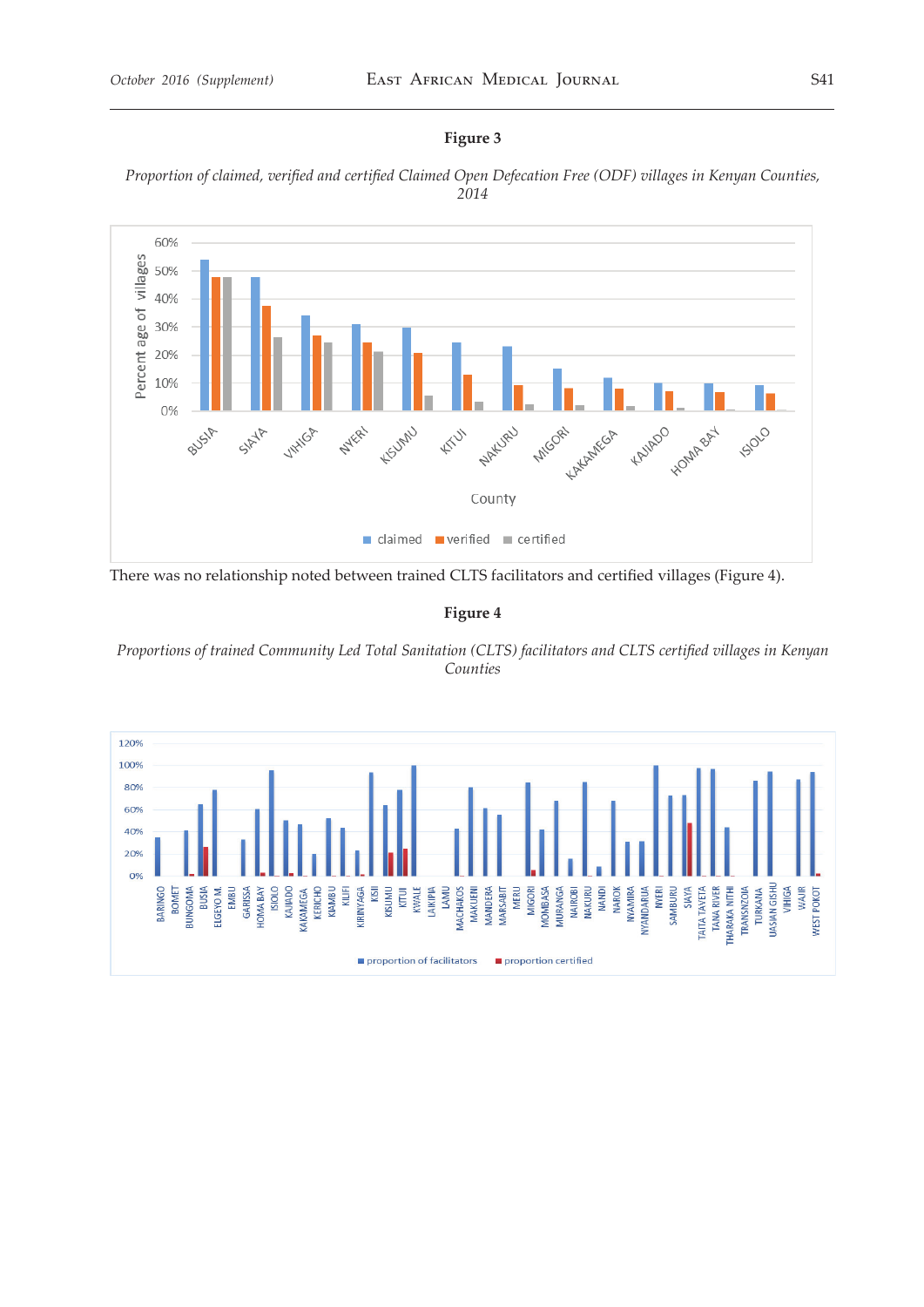**Figure 3**

*Proportion of claimed, verified and certified Claimed Open Defecation Free (ODF) villages in Kenyan Counties, 2014*

There was no relationship noted between trained CLTS facilitators and certified villages (Figure 4).

**Figure 4**

*Proportions of trained Community Led Total Sanitation (CLTS) facilitators and CLTS certified villages in Kenyan Counties*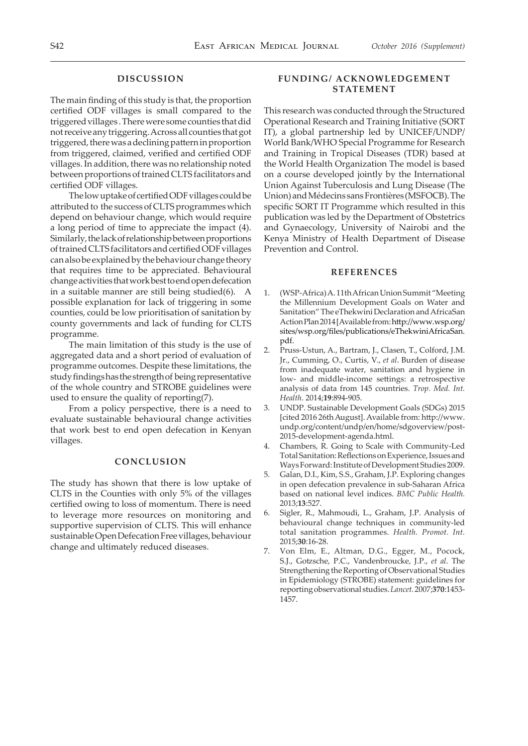## DISCUSSION

The main finding of this study is that, the proportion certified ODF villages is small compared to the triggered villages . There were some counties that did not receive any triggering. Across all counties that got triggered, there was a declining pattern in proportion from triggered, claimed, verified and certified ODF villages. In addition, there was no relationship noted between proportions of trained CLTS facilitators and certified ODF villages.

The low uptake of certified ODF villages could be attributed to the success of CLTS programmes which depend on behaviour change, which would require a long period of time to appreciate the impact (4). Similarly, the lack of relationship between proportions of trained CLTS facilitators and certified ODF villages can also be explained by the behaviour change theory that requires time to be appreciated. Behavioural change activities that work best to end open defecation in a suitable manner are still being studied(6). A possible explanation for lack of triggering in some counties, could be low prioritisation of sanitation by county governments and lack of funding for CLTS programme.

The main limitation of this study is the use of aggregated data and a short period of evaluation of programme outcomes. Despite these limitations, the study findings has the strength of being representative of the whole country and STROBE guidelines were used to ensure the quality of reporting(7).

From a policy perspective, there is a need to evaluate sustainable behavioural change activities that work best to end open defecation in Kenyan villages.

## CONCLUSION

The study has shown that there is low uptake of CLTS in the Counties with only 5% of the villages certified owing to loss of momentum. There is need to leverage more resources on monitoring and supportive supervision of CLTS. This will enhance sustainable Open Defecation Free villages, behaviour change and ultimately reduced diseases.

## FUNDING/ ACKNOWLEDGEMENT STATEMENT

This research was conducted through the Structured Operational Research and Training Initiative (SORT IT), a global partnership led by UNICEF/UNDP/ World Bank/WHO Special Programme for Research and Training in Tropical Diseases (TDR) based at the World Health Organization The model is based on a course developed jointly by the International Union Against Tuberculosis and Lung Disease (The Union) and Médecins sans Frontières (MSFOCB). The specific SORT IT Programme which resulted in this publication was led by the Department of Obstetrics and Gynaecology, University of Nairobi and the Kenya Ministry of Health Department of Disease Prevention and Control.

## REFERENCES

1. (WSP-Africa) A. 11th African Union Summit "Meeting the Millennium Development Goals on Water and Sanitation" The eThekwini Declaration and AfricaSan Action Plan 2014 [Available from: http://www.wsp.org/sites/wsp.org/files/publications/eThekwiniAfricaSan.pdf.
2. Pruss-Ustun, A., Bartram, J., Clasen, T., Colford, J.M. Jr., Cumming, O., Curtis, V., *et al*. Burden of disease from inadequate water, sanitation and hygiene in low- and middle-income settings: a retrospective analysis of data from 145 countries. *Trop. Med. Int. Health*. 2014;**19**:894-905.
3. UNDP. Sustainable Development Goals (SDGs) 2015 [cited 2016 26th August]. Available from: http://www.undp.org/content/undp/en/home/sdgoverview/post-2015-development-agenda.html.
4. Chambers, R. Going to Scale with Community-Led Total Sanitation: Reflections on Experience, Issues and Ways Forward: Institute of Development Studies 2009.
5. Galan, D.I., Kim, S.S., Graham, J.P. Exploring changes in open defecation prevalence in sub-Saharan Africa based on national level indices. *BMC Public Health.* 2013;**13**:527.
6. Sigler, R., Mahmoudi, L., Graham, J.P. Analysis of behavioural change techniques in community-led total sanitation programmes. *Health. Promot. Int.* 2015;**30**:16-28.
7. Von Elm, E., Altman, D.G., Egger, M., Pocock, S.J., Gotzsche, P.C., Vandenbroucke, J.P., *et al*. The Strengthening the Reporting of Observational Studies in Epidemiology (STROBE) statement: guidelines for reporting observational studies. *Lancet*. 2007;**370**:1453-1457.